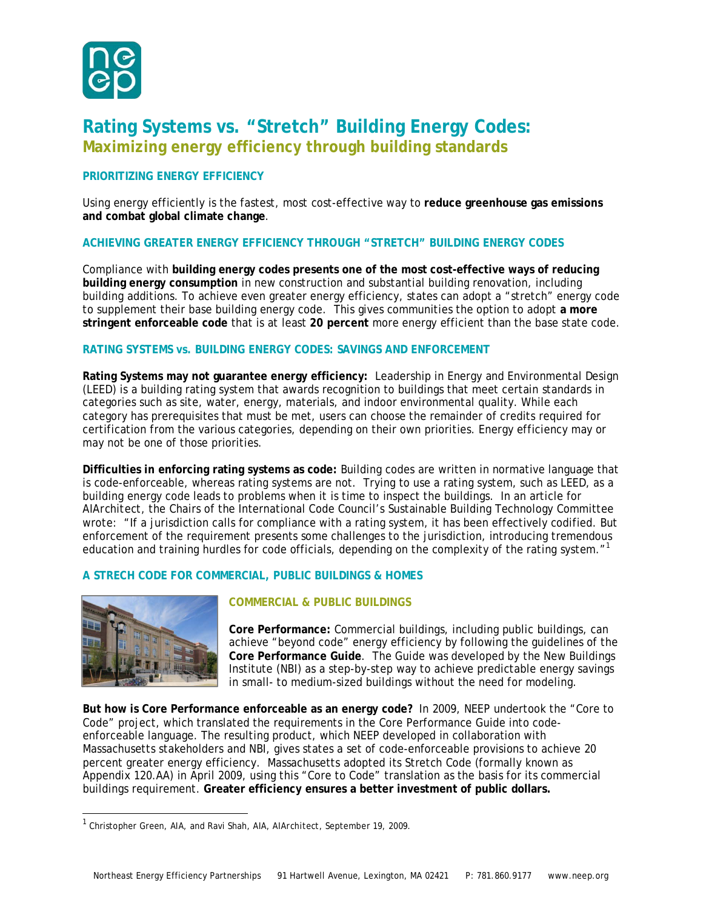# Rating Systems vs. "Stretch" Building Energy Codes:

## Maximizing energy efficiency through building standards

### PRIORITIZING ENERGY EFFICIENCY

Using energy efficiently is the fastest, most cost-effective way to **reduce greenhouse gas emissions and combat global climate change**.

### ACHIEVING GREATER ENERGY EFFICIENCY THROUGH "STRETCH" BUILDING ENERGY CODES

Compliance with **building energy codes presents one of the most cost-effective ways of reducing building energy consumption** in new construction and substantial building renovation, including building additions. To achieve even greater energy efficiency, states can adopt a "stretch" energy code to supplement their base building energy code. This gives communities the option to adopt **a more stringent enforceable code** that is at least **20 percent** more energy efficient than the base state code.

### RATING SYSTEMS vs. BUILDING ENERGY CODES: SAVINGS AND ENFORCEMENT

**Rating Systems may not guarantee energy efficiency:** Leadership in Energy and Environmental Design (LEED) is a building rating system that awards recognition to buildings that meet certain standards in categories such as site, water, energy, materials, and indoor environmental quality. While each category has prerequisites that must be met, users can choose the remainder of credits required for certification from the various categories, depending on their own priorities. Energy efficiency may or may not be one of those priorities.

**Difficulties in enforcing rating systems as code:** Building codes are written in normative language that is code-enforceable, whereas rating systems are not. Trying to use a rating system, such as LEED, as a building energy code leads to problems when it is time to inspect the buildings. In an article for *AIArchitect*, the Chairs of the International Code Council's Sustainable Building Technology Committee wrote: "If a jurisdiction calls for compliance with a rating system, it has been effectively codified. But enforcement of the requirement presents some challenges to the jurisdiction, introducing tremendous education and training hurdles for code officials, depending on the complexity of the rating system."[1]

### A STRECH CODE FOR COMMERCIAL, PUBLIC BUILDINGS & HOMES

#### COMMERCIAL & PUBLIC BUILDINGS

**Core Performance:** Commercial buildings, including public buildings, can achieve "beyond code" energy efficiency by following the guidelines of the **Core Performance Guide**. The Guide was developed by the New Buildings Institute (NBI) as a step-by-step way to achieve predictable energy savings in small- to medium-sized buildings without the need for modeling.

**But how is Core Performance enforceable as an energy code?** In 2009, NEEP undertook the "Core to Code" project, which translated the requirements in the Core Performance Guide into code-enforceable language. The resulting product, which NEEP developed in collaboration with Massachusetts stakeholders and NBI, gives states a set of code-enforceable provisions to achieve 20 percent greater energy efficiency. Massachusetts adopted its Stretch Code (formally known as Appendix 120.AA) in April 2009, using this "Core to Code" translation as the basis for its commercial buildings requirement. **Greater efficiency ensures a better investment of public dollars.**

[1] Christopher Green, AIA, and Ravi Shah, AIA, *AIArchitect*, September 19, 2009.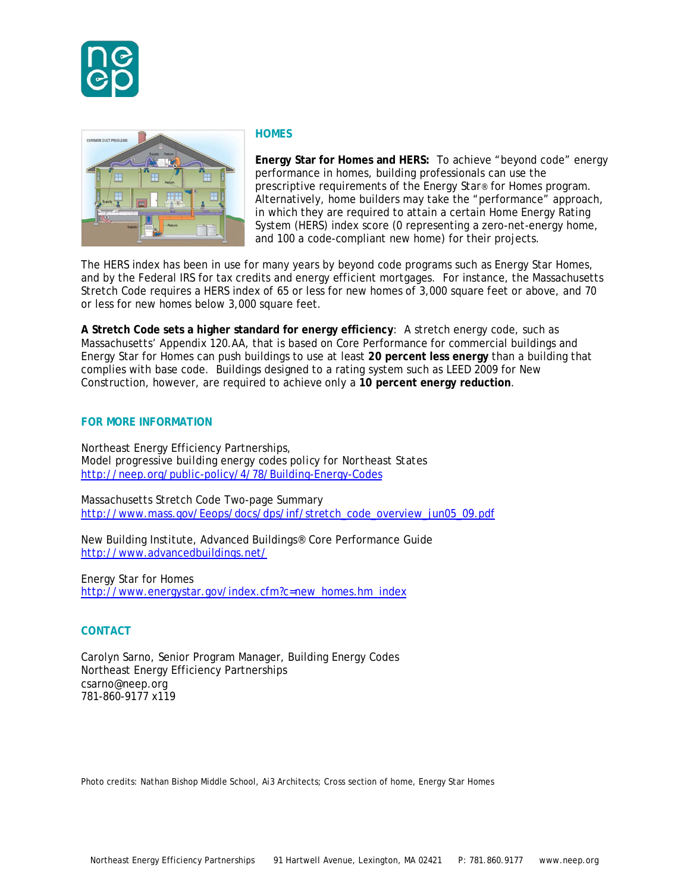## HOMES

**Energy Star for Homes and HERS:** To achieve "beyond code" energy performance in homes, building professionals can use the prescriptive requirements of the Energy Star® for Homes program. Alternatively, home builders may take the "performance" approach, in which they are required to attain a certain Home Energy Rating System (HERS) index score (0 representing a zero-net-energy home, and 100 a code-compliant new home) for their projects.

The HERS index has been in use for many years by beyond code programs such as Energy Star Homes, and by the Federal IRS for tax credits and energy efficient mortgages. For instance, the Massachusetts Stretch Code requires a HERS index of 65 or less for new homes of 3,000 square feet or above, and 70 or less for new homes below 3,000 square feet.

**A Stretch Code sets a higher standard for energy efficiency**: A stretch energy code, such as Massachusetts' Appendix 120.AA, that is based on Core Performance for commercial buildings and Energy Star for Homes can push buildings to use at least **20 percent less energy** than a building that complies with base code. Buildings designed to a rating system such as LEED 2009 for New Construction, however, are required to achieve only a **10 percent energy reduction**.

## FOR MORE INFORMATION

Northeast Energy Efficiency Partnerships,
Model progressive building energy codes policy for Northeast States
http://neep.org/public-policy/4/78/Building-Energy-Codes

Massachusetts Stretch Code Two-page Summary
http://www.mass.gov/Eeops/docs/dps/inf/stretch_code_overview_jun05_09.pdf

New Building Institute, Advanced Buildings® Core Performance Guide
http://www.advancedbuildings.net/

Energy Star for Homes
http://www.energystar.gov/index.cfm?c=new_homes.hm_index

## CONTACT

Carolyn Sarno, Senior Program Manager, Building Energy Codes
Northeast Energy Efficiency Partnerships
csarno@neep.org
781-860-9177 x119

Photo credits: Nathan Bishop Middle School, Ai3 Architects; Cross section of home, Energy Star Homes